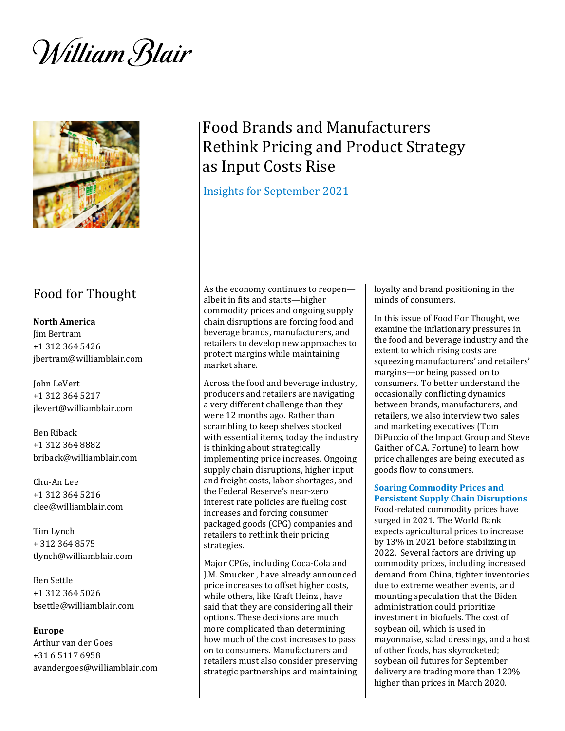William Blair

# Food Brands and Manufacturers Rethink Pricing and Product Strategy as Input Costs Rise

Insights for September 2021

## Food for Thought

**North America**

Jim Bertram
+1 312 364 5426
jbertram@williamblair.com

John LeVert
+1 312 364 5217
jlevert@williamblair.com

Ben Riback
+1 312 364 8882
briback@williamblair.com

Chu-An Lee
+1 312 364 5216
clee@williamblair.com

Tim Lynch
+ 312 364 8575
tlynch@williamblair.com

Ben Settle
+1 312 364 5026
bsettle@williamblair.com

**Europe**

Arthur van der Goes
+31 6 5117 6958
avandergoes@williamblair.com

As the economy continues to reopen—albeit in fits and starts—higher commodity prices and ongoing supply chain disruptions are forcing food and beverage brands, manufacturers, and retailers to develop new approaches to protect margins while maintaining market share.

Across the food and beverage industry, producers and retailers are navigating a very different challenge than they were 12 months ago. Rather than scrambling to keep shelves stocked with essential items, today the industry is thinking about strategically implementing price increases. Ongoing supply chain disruptions, higher input and freight costs, labor shortages, and the Federal Reserve's near-zero interest rate policies are fueling cost increases and forcing consumer packaged goods (CPG) companies and retailers to rethink their pricing strategies.

Major CPGs, including Coca-Cola and J.M. Smucker , have already announced price increases to offset higher costs, while others, like Kraft Heinz , have said that they are considering all their options. These decisions are much more complicated than determining how much of the cost increases to pass on to consumers. Manufacturers and retailers must also consider preserving strategic partnerships and maintaining loyalty and brand positioning in the minds of consumers.

In this issue of Food For Thought, we examine the inflationary pressures in the food and beverage industry and the extent to which rising costs are squeezing manufacturers' and retailers' margins—or being passed on to consumers. To better understand the occasionally conflicting dynamics between brands, manufacturers, and retailers, we also interview two sales and marketing executives (Tom DiPuccio of the Impact Group and Steve Gaither of C.A. Fortune) to learn how price challenges are being executed as goods flow to consumers.

### Soaring Commodity Prices and Persistent Supply Chain Disruptions

Food-related commodity prices have surged in 2021. The World Bank expects agricultural prices to increase by 13% in 2021 before stabilizing in 2022. Several factors are driving up commodity prices, including increased demand from China, tighter inventories due to extreme weather events, and mounting speculation that the Biden administration could prioritize investment in biofuels. The cost of soybean oil, which is used in mayonnaise, salad dressings, and a host of other foods, has skyrocketed; soybean oil futures for September delivery are trading more than 120% higher than prices in March 2020.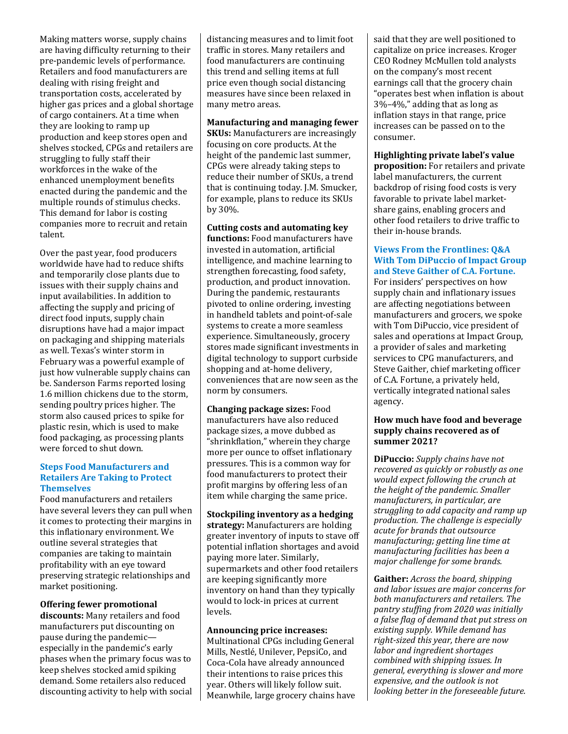Making matters worse, supply chains are having difficulty returning to their pre-pandemic levels of performance. Retailers and food manufacturers are dealing with rising freight and transportation costs, accelerated by higher gas prices and a global shortage of cargo containers. At a time when they are looking to ramp up production and keep stores open and shelves stocked, CPGs and retailers are struggling to fully staff their workforces in the wake of the enhanced unemployment benefits enacted during the pandemic and the multiple rounds of stimulus checks. This demand for labor is costing companies more to recruit and retain talent.

Over the past year, food producers worldwide have had to reduce shifts and temporarily close plants due to issues with their supply chains and input availabilities. In addition to affecting the supply and pricing of direct food inputs, supply chain disruptions have had a major impact on packaging and shipping materials as well. Texas's winter storm in February was a powerful example of just how vulnerable supply chains can be. Sanderson Farms reported losing 1.6 million chickens due to the storm, sending poultry prices higher. The storm also caused prices to spike for plastic resin, which is used to make food packaging, as processing plants were forced to shut down.

### Steps Food Manufacturers and Retailers Are Taking to Protect Themselves

Food manufacturers and retailers have several levers they can pull when it comes to protecting their margins in this inflationary environment. We outline several strategies that companies are taking to maintain profitability with an eye toward preserving strategic relationships and market positioning.

**Offering fewer promotional discounts:** Many retailers and food manufacturers put discounting on pause during the pandemic—especially in the pandemic's early phases when the primary focus was to keep shelves stocked amid spiking demand. Some retailers also reduced discounting activity to help with social distancing measures and to limit foot traffic in stores. Many retailers and food manufacturers are continuing this trend and selling items at full price even though social distancing measures have since been relaxed in many metro areas.

**Manufacturing and managing fewer SKUs:** Manufacturers are increasingly focusing on core products. At the height of the pandemic last summer, CPGs were already taking steps to reduce their number of SKUs, a trend that is continuing today. J.M. Smucker, for example, plans to reduce its SKUs by 30%.

**Cutting costs and automating key functions:** Food manufacturers have invested in automation, artificial intelligence, and machine learning to strengthen forecasting, food safety, production, and product innovation. During the pandemic, restaurants pivoted to online ordering, investing in handheld tablets and point-of-sale systems to create a more seamless experience. Simultaneously, grocery stores made significant investments in digital technology to support curbside shopping and at-home delivery, conveniences that are now seen as the norm by consumers.

**Changing package sizes:** Food manufacturers have also reduced package sizes, a move dubbed as "shrinkflation," wherein they charge more per ounce to offset inflationary pressures. This is a common way for food manufacturers to protect their profit margins by offering less of an item while charging the same price.

**Stockpiling inventory as a hedging strategy:** Manufacturers are holding greater inventory of inputs to stave off potential inflation shortages and avoid paying more later. Similarly, supermarkets and other food retailers are keeping significantly more inventory on hand than they typically would to lock-in prices at current levels.

**Announcing price increases:** Multinational CPGs including General Mills, Nestlé, Unilever, PepsiCo, and Coca-Cola have already announced their intentions to raise prices this year. Others will likely follow suit. Meanwhile, large grocery chains have said that they are well positioned to capitalize on price increases. Kroger CEO Rodney McMullen told analysts on the company's most recent earnings call that the grocery chain "operates best when inflation is about 3%–4%," adding that as long as inflation stays in that range, price increases can be passed on to the consumer.

**Highlighting private label's value proposition:** For retailers and private label manufacturers, the current backdrop of rising food costs is very favorable to private label market-share gains, enabling grocers and other food retailers to drive traffic to their in-house brands.

### Views From the Frontlines: Q&A With Tom DiPuccio of Impact Group and Steve Gaither of C.A. Fortune.

For insiders' perspectives on how supply chain and inflationary issues are affecting negotiations between manufacturers and grocers, we spoke with Tom DiPuccio, vice president of sales and operations at Impact Group, a provider of sales and marketing services to CPG manufacturers, and Steve Gaither, chief marketing officer of C.A. Fortune, a privately held, vertically integrated national sales agency.

**How much have food and beverage supply chains recovered as of summer 2021?**

**DiPuccio:** *Supply chains have not recovered as quickly or robustly as one would expect following the crunch at the height of the pandemic. Smaller manufacturers, in particular, are struggling to add capacity and ramp up production. The challenge is especially acute for brands that outsource manufacturing; getting line time at manufacturing facilities has been a major challenge for some brands.*

**Gaither:** *Across the board, shipping and labor issues are major concerns for both manufacturers and retailers. The pantry stuffing from 2020 was initially a false flag of demand that put stress on existing supply. While demand has right-sized this year, there are now labor and ingredient shortages combined with shipping issues. In general, everything is slower and more expensive, and the outlook is not looking better in the foreseeable future.*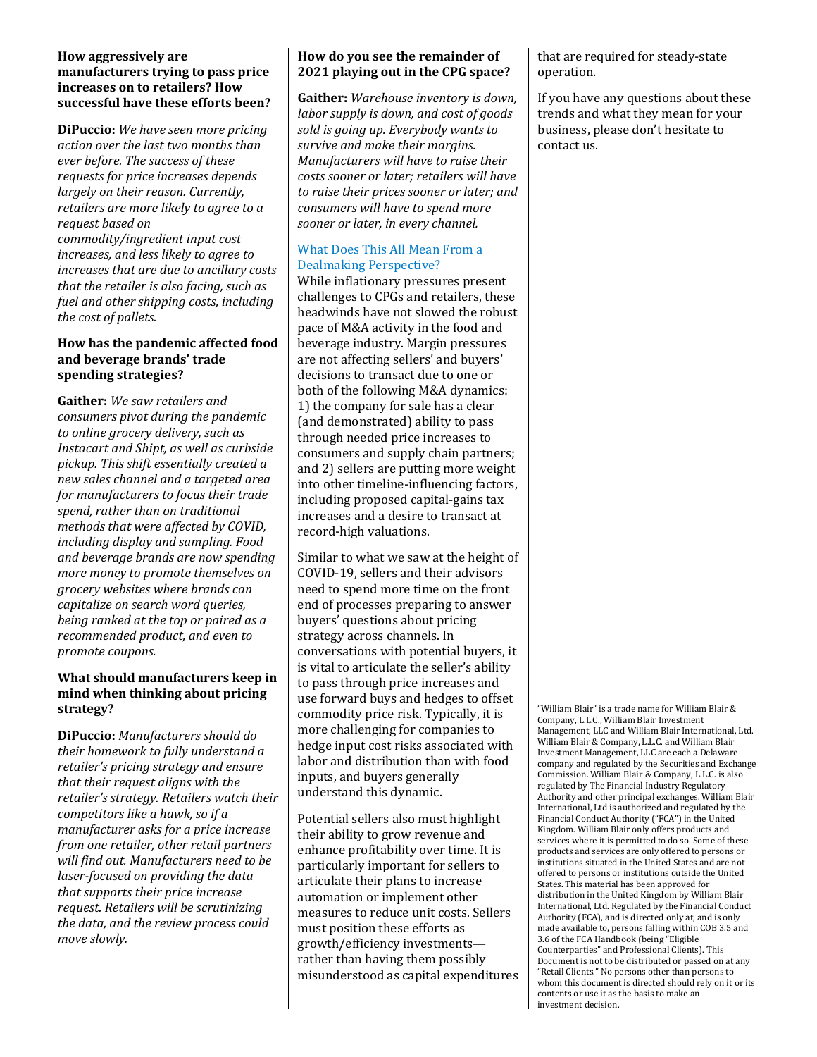**How aggressively are manufacturers trying to pass price increases on to retailers? How successful have these efforts been?**

**DiPuccio:** *We have seen more pricing action over the last two months than ever before. The success of these requests for price increases depends largely on their reason. Currently, retailers are more likely to agree to a request based on commodity/ingredient input cost increases, and less likely to agree to increases that are due to ancillary costs that the retailer is also facing, such as fuel and other shipping costs, including the cost of pallets.*

**How has the pandemic affected food and beverage brands' trade spending strategies?**

**Gaither:** *We saw retailers and consumers pivot during the pandemic to online grocery delivery, such as Instacart and Shipt, as well as curbside pickup. This shift essentially created a new sales channel and a targeted area for manufacturers to focus their trade spend, rather than on traditional methods that were affected by COVID, including display and sampling. Food and beverage brands are now spending more money to promote themselves on grocery websites where brands can capitalize on search word queries, being ranked at the top or paired as a recommended product, and even to promote coupons.*

**What should manufacturers keep in mind when thinking about pricing strategy?**

**DiPuccio:** *Manufacturers should do their homework to fully understand a retailer's pricing strategy and ensure that their request aligns with the retailer's strategy. Retailers watch their competitors like a hawk, so if a manufacturer asks for a price increase from one retailer, other retail partners will find out. Manufacturers need to be laser-focused on providing the data that supports their price increase request. Retailers will be scrutinizing the data, and the review process could move slowly.*

**How do you see the remainder of 2021 playing out in the CPG space?**

**Gaither:** *Warehouse inventory is down, labor supply is down, and cost of goods sold is going up. Everybody wants to survive and make their margins. Manufacturers will have to raise their costs sooner or later; retailers will have to raise their prices sooner or later; and consumers will have to spend more sooner or later, in every channel.*

## What Does This All Mean From a Dealmaking Perspective?

While inflationary pressures present challenges to CPGs and retailers, these headwinds have not slowed the robust pace of M&A activity in the food and beverage industry. Margin pressures are not affecting sellers' and buyers' decisions to transact due to one or both of the following M&A dynamics: 1) the company for sale has a clear (and demonstrated) ability to pass through needed price increases to consumers and supply chain partners; and 2) sellers are putting more weight into other timeline-influencing factors, including proposed capital-gains tax increases and a desire to transact at record-high valuations.

Similar to what we saw at the height of COVID-19, sellers and their advisors need to spend more time on the front end of processes preparing to answer buyers' questions about pricing strategy across channels. In conversations with potential buyers, it is vital to articulate the seller's ability to pass through price increases and use forward buys and hedges to offset commodity price risk. Typically, it is more challenging for companies to hedge input cost risks associated with labor and distribution than with food inputs, and buyers generally understand this dynamic.

Potential sellers also must highlight their ability to grow revenue and enhance profitability over time. It is particularly important for sellers to articulate their plans to increase automation or implement other measures to reduce unit costs. Sellers must position these efforts as growth/efficiency investments—rather than having them possibly misunderstood as capital expenditures that are required for steady-state operation.

If you have any questions about these trends and what they mean for your business, please don't hesitate to contact us.

"William Blair" is a trade name for William Blair & Company, L.L.C., William Blair Investment Management, LLC and William Blair International, Ltd. William Blair & Company, L.L.C. and William Blair Investment Management, LLC are each a Delaware company and regulated by the Securities and Exchange Commission. William Blair & Company, L.L.C. is also regulated by The Financial Industry Regulatory Authority and other principal exchanges. William Blair International, Ltd is authorized and regulated by the Financial Conduct Authority ("FCA") in the United Kingdom. William Blair only offers products and services where it is permitted to do so. Some of these products and services are only offered to persons or institutions situated in the United States and are not offered to persons or institutions outside the United States. This material has been approved for distribution in the United Kingdom by William Blair International, Ltd. Regulated by the Financial Conduct Authority (FCA), and is directed only at, and is only made available to, persons falling within COB 3.5 and 3.6 of the FCA Handbook (being "Eligible Counterparties" and Professional Clients). This Document is not to be distributed or passed on at any "Retail Clients." No persons other than persons to whom this document is directed should rely on it or its contents or use it as the basis to make an investment decision.